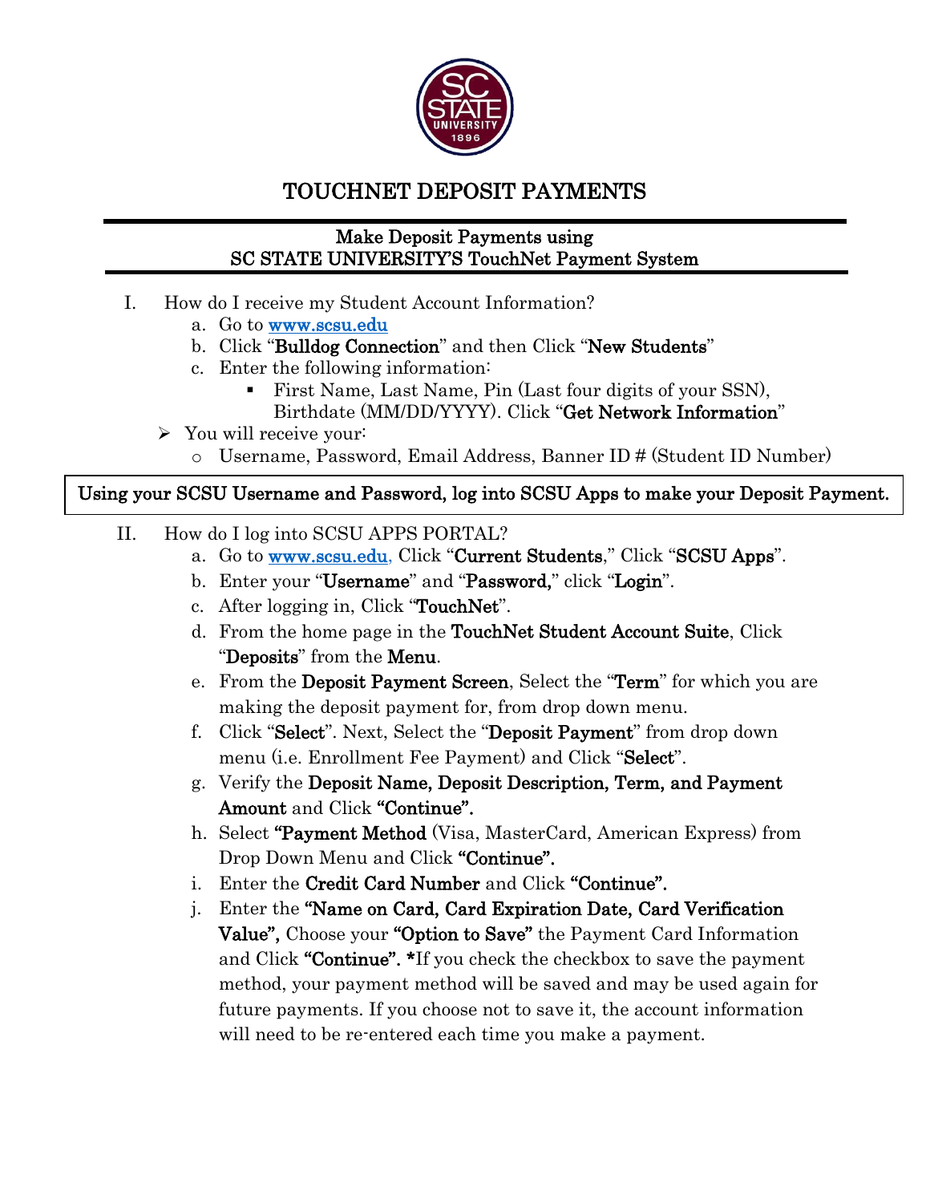# TOUCHNET DEPOSIT PAYMENTS

**Make Deposit Payments using**
**SC STATE UNIVERSITY'S TouchNet Payment System**

I. How do I receive my Student Account Information?
   a. Go to [www.scsu.edu](http://www.scsu.edu)
   b. Click "**Bulldog Connection**" and then Click "**New Students**"
   c. Enter the following information:
      - First Name, Last Name, Pin (Last four digits of your SSN), Birthdate (MM/DD/YYYY). Click "**Get Network Information**"
   - You will receive your:
     - Username, Password, Email Address, Banner ID # (Student ID Number)

**Using your SCSU Username and Password, log into SCSU Apps to make your Deposit Payment.**

II. How do I log into SCSU APPS PORTAL?
   a. Go to [www.scsu.edu](http://www.scsu.edu), Click "**Current Students**," Click "**SCSU Apps**".
   b. Enter your "**Username**" and "**Password,**" click "**Login**".
   c. After logging in, Click "**TouchNet**".
   d. From the home page in the **TouchNet Student Account Suite**, Click "**Deposits**" from the **Menu**.
   e. From the **Deposit Payment Screen**, Select the "**Term**" for which you are making the deposit payment for, from drop down menu.
   f. Click "**Select**". Next, Select the "**Deposit Payment**" from drop down menu (i.e. Enrollment Fee Payment) and Click "**Select**".
   g. Verify the **Deposit Name, Deposit Description, Term, and Payment Amount** and Click **"Continue".**
   h. Select **"Payment Method** (Visa, MasterCard, American Express) from Drop Down Menu and Click **"Continue".**
   i. Enter the **Credit Card Number** and Click **"Continue".**
   j. Enter the **"Name on Card, Card Expiration Date, Card Verification Value",** Choose your **"Option to Save"** the Payment Card Information and Click **"Continue". \***If you check the checkbox to save the payment method, your payment method will be saved and may be used again for future payments. If you choose not to save it, the account information will need to be re-entered each time you make a payment.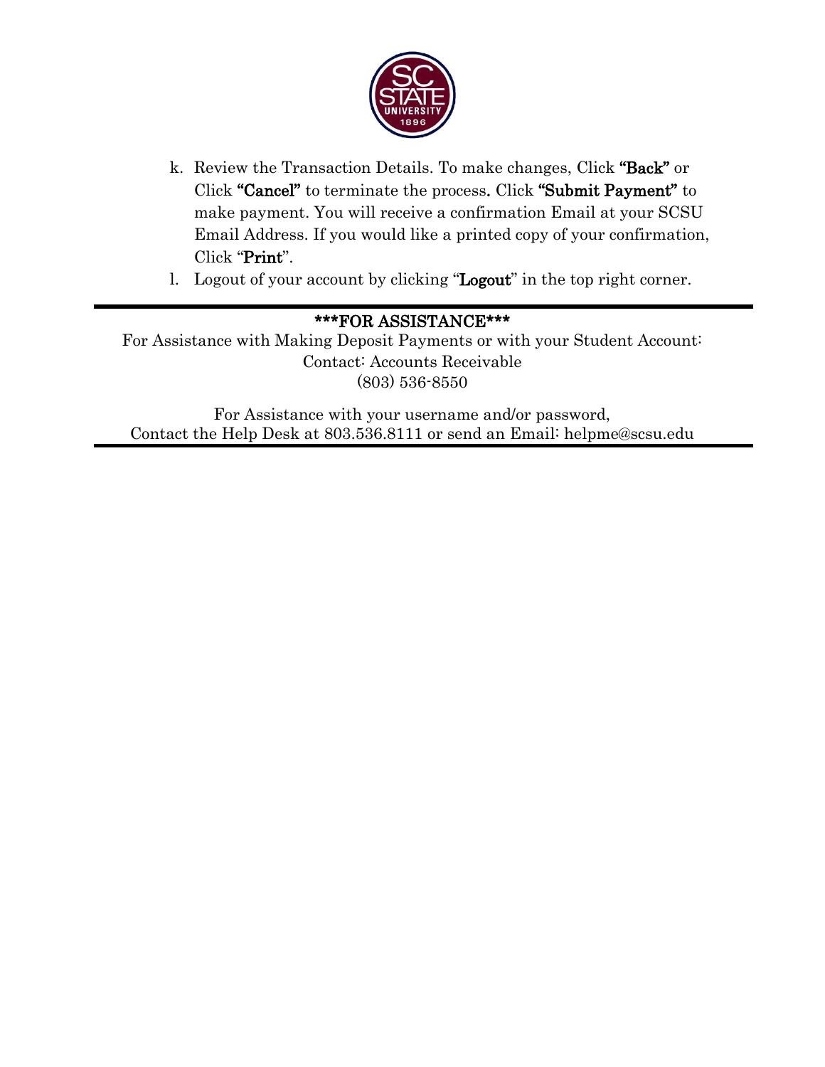k. Review the Transaction Details. To make changes, Click **"Back"** or Click **"Cancel"** to terminate the process. Click **"Submit Payment"** to make payment. You will receive a confirmation Email at your SCSU Email Address. If you would like a printed copy of your confirmation, Click "**Print**".

l. Logout of your account by clicking "**Logout**" in the top right corner.

---

***FOR ASSISTANCE***

For Assistance with Making Deposit Payments or with your Student Account:
Contact: Accounts Receivable
(803) 536-8550

For Assistance with your username and/or password,
Contact the Help Desk at 803.536.8111 or send an Email: helpme@scsu.edu

---